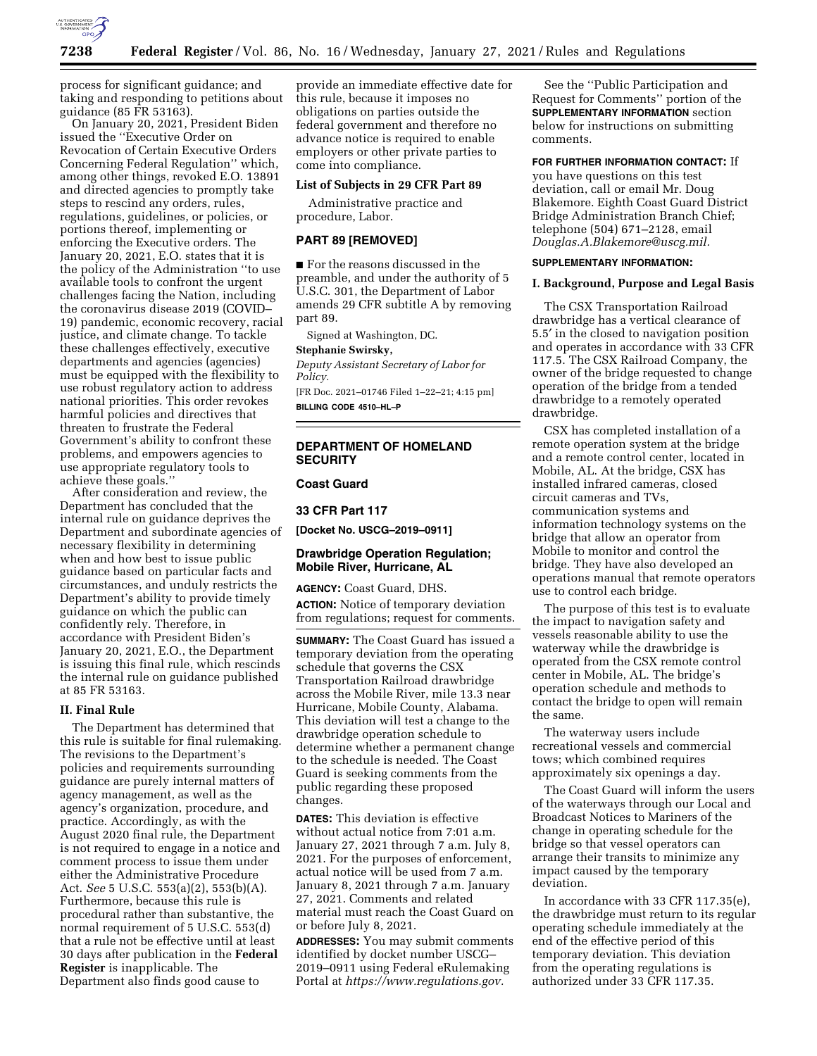process for significant guidance; and taking and responding to petitions about guidance (85 FR 53163).

On January 20, 2021, President Biden issued the ''Executive Order on Revocation of Certain Executive Orders Concerning Federal Regulation'' which, among other things, revoked E.O. 13891 and directed agencies to promptly take steps to rescind any orders, rules, regulations, guidelines, or policies, or portions thereof, implementing or enforcing the Executive orders. The January 20, 2021, E.O. states that it is the policy of the Administration ''to use available tools to confront the urgent challenges facing the Nation, including the coronavirus disease 2019 (COVID–19) pandemic, economic recovery, racial justice, and climate change. To tackle these challenges effectively, executive departments and agencies (agencies) must be equipped with the flexibility to use robust regulatory action to address national priorities. This order revokes harmful policies and directives that threaten to frustrate the Federal Government's ability to confront these problems, and empowers agencies to use appropriate regulatory tools to achieve these goals.''

After consideration and review, the Department has concluded that the internal rule on guidance deprives the Department and subordinate agencies of necessary flexibility in determining when and how best to issue public guidance based on particular facts and circumstances, and unduly restricts the Department's ability to provide timely guidance on which the public can confidently rely. Therefore, in accordance with President Biden's January 20, 2021, E.O., the Department is issuing this final rule, which rescinds the internal rule on guidance published at 85 FR 53163.

## II. Final Rule

The Department has determined that this rule is suitable for final rulemaking. The revisions to the Department's policies and requirements surrounding guidance are purely internal matters of agency management, as well as the agency's organization, procedure, and practice. Accordingly, as with the August 2020 final rule, the Department is not required to engage in a notice and comment process to issue them under either the Administrative Procedure Act. *See* 5 U.S.C. 553(a)(2), 553(b)(A). Furthermore, because this rule is procedural rather than substantive, the normal requirement of 5 U.S.C. 553(d) that a rule not be effective until at least 30 days after publication in the **Federal Register** is inapplicable. The Department also finds good cause to provide an immediate effective date for this rule, because it imposes no obligations on parties outside the federal government and therefore no advance notice is required to enable employers or other private parties to come into compliance.

### List of Subjects in 29 CFR Part 89

Administrative practice and procedure, Labor.

## PART 89 [REMOVED]

■ For the reasons discussed in the preamble, and under the authority of 5 U.S.C. 301, the Department of Labor amends 29 CFR subtitle A by removing part 89.

Signed at Washington, DC.

**Stephanie Swirsky,**

*Deputy Assistant Secretary of Labor for Policy.*

[FR Doc. 2021–01746 Filed 1–22–21; 4:15 pm]

**BILLING CODE 4510–HL–P**

---

# DEPARTMENT OF HOMELAND SECURITY

## Coast Guard

### 33 CFR Part 117

**[Docket No. USCG–2019–0911]**

## Drawbridge Operation Regulation; Mobile River, Hurricane, AL

**AGENCY:** Coast Guard, DHS.

**ACTION:** Notice of temporary deviation from regulations; request for comments.

**SUMMARY:** The Coast Guard has issued a temporary deviation from the operating schedule that governs the CSX Transportation Railroad drawbridge across the Mobile River, mile 13.3 near Hurricane, Mobile County, Alabama. This deviation will test a change to the drawbridge operation schedule to determine whether a permanent change to the schedule is needed. The Coast Guard is seeking comments from the public regarding these proposed changes.

**DATES:** This deviation is effective without actual notice from 7:01 a.m. January 27, 2021 through 7 a.m. July 8, 2021. For the purposes of enforcement, actual notice will be used from 7 a.m. January 8, 2021 through 7 a.m. January 27, 2021. Comments and related material must reach the Coast Guard on or before July 8, 2021.

**ADDRESSES:** You may submit comments identified by docket number USCG–2019–0911 using Federal eRulemaking Portal at *https://www.regulations.gov.*

See the ''Public Participation and Request for Comments'' portion of the **SUPPLEMENTARY INFORMATION** section below for instructions on submitting comments.

**FOR FURTHER INFORMATION CONTACT:** If you have questions on this test deviation, call or email Mr. Doug Blakemore. Eighth Coast Guard District Bridge Administration Branch Chief; telephone (504) 671–2128, email *Douglas.A.Blakemore@uscg.mil.*

**SUPPLEMENTARY INFORMATION:**

## I. Background, Purpose and Legal Basis

The CSX Transportation Railroad drawbridge has a vertical clearance of 5.5′ in the closed to navigation position and operates in accordance with 33 CFR 117.5. The CSX Railroad Company, the owner of the bridge requested to change operation of the bridge from a tended drawbridge to a remotely operated drawbridge.

CSX has completed installation of a remote operation system at the bridge and a remote control center, located in Mobile, AL. At the bridge, CSX has installed infrared cameras, closed circuit cameras and TVs, communication systems and information technology systems on the bridge that allow an operator from Mobile to monitor and control the bridge. They have also developed an operations manual that remote operators use to control each bridge.

The purpose of this test is to evaluate the impact to navigation safety and vessels reasonable ability to use the waterway while the drawbridge is operated from the CSX remote control center in Mobile, AL. The bridge's operation schedule and methods to contact the bridge to open will remain the same.

The waterway users include recreational vessels and commercial tows; which combined requires approximately six openings a day.

The Coast Guard will inform the users of the waterways through our Local and Broadcast Notices to Mariners of the change in operating schedule for the bridge so that vessel operators can arrange their transits to minimize any impact caused by the temporary deviation.

In accordance with 33 CFR 117.35(e), the drawbridge must return to its regular operating schedule immediately at the end of the effective period of this temporary deviation. This deviation from the operating regulations is authorized under 33 CFR 117.35.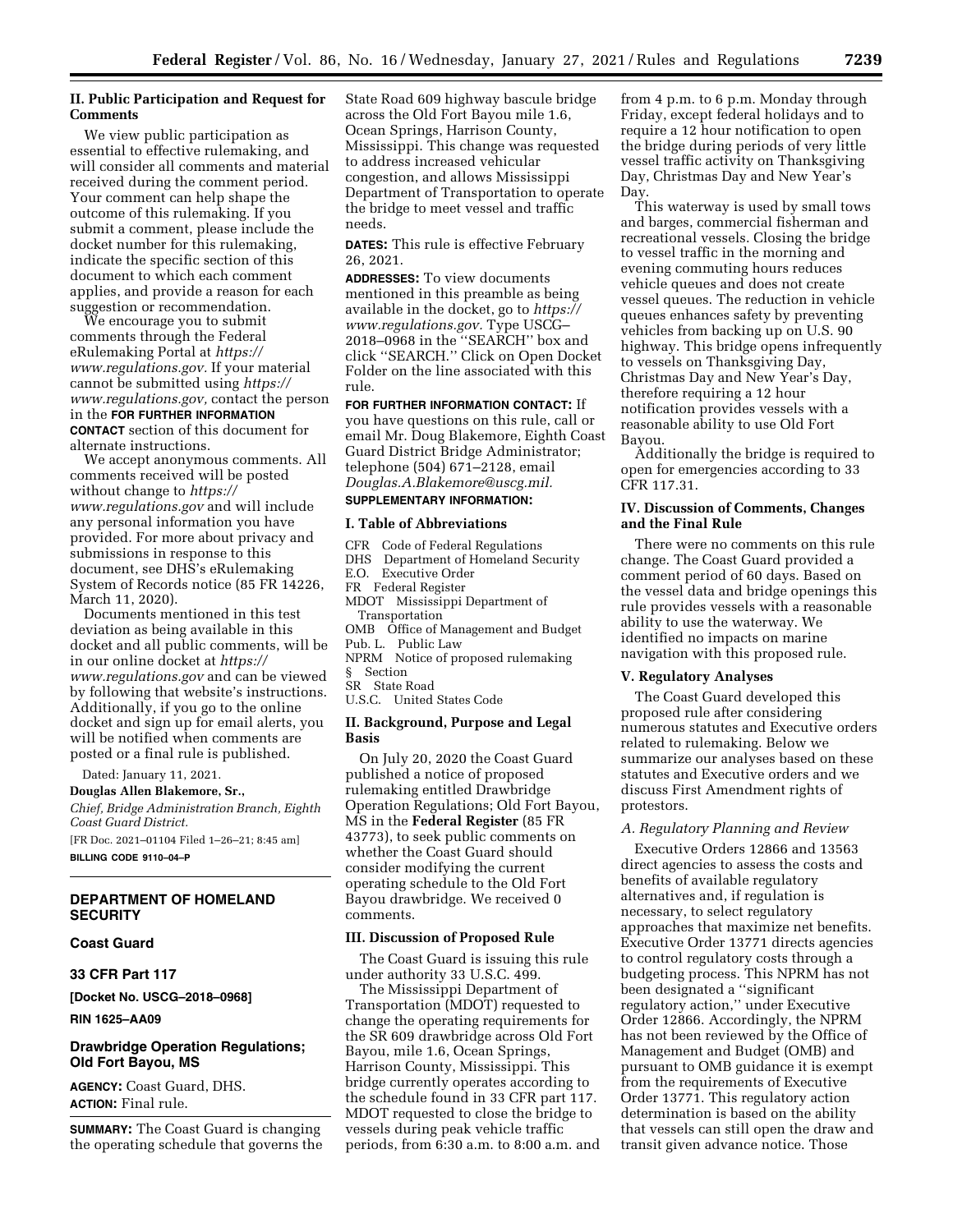## II. Public Participation and Request for Comments

We view public participation as essential to effective rulemaking, and will consider all comments and material received during the comment period. Your comment can help shape the outcome of this rulemaking. If you submit a comment, please include the docket number for this rulemaking, indicate the specific section of this document to which each comment applies, and provide a reason for each suggestion or recommendation.

We encourage you to submit comments through the Federal eRulemaking Portal at *https://www.regulations.gov.* If your material cannot be submitted using *https://www.regulations.gov,* contact the person in the **FOR FURTHER INFORMATION CONTACT** section of this document for alternate instructions.

We accept anonymous comments. All comments received will be posted without change to *https://www.regulations.gov* and will include any personal information you have provided. For more about privacy and submissions in response to this document, see DHS's eRulemaking System of Records notice (85 FR 14226, March 11, 2020).

Documents mentioned in this test deviation as being available in this docket and all public comments, will be in our online docket at *https://www.regulations.gov* and can be viewed by following that website's instructions. Additionally, if you go to the online docket and sign up for email alerts, you will be notified when comments are posted or a final rule is published.

Dated: January 11, 2021.

**Douglas Allen Blakemore, Sr.,**

*Chief, Bridge Administration Branch, Eighth Coast Guard District.*

[FR Doc. 2021–01104 Filed 1–26–21; 8:45 am]

**BILLING CODE 9110–04–P**

---

## DEPARTMENT OF HOMELAND SECURITY

### Coast Guard

### 33 CFR Part 117

**[Docket No. USCG–2018–0968]**

**RIN 1625–AA09**

## Drawbridge Operation Regulations; Old Fort Bayou, MS

**AGENCY:** Coast Guard, DHS.

**ACTION:** Final rule.

**SUMMARY:** The Coast Guard is changing the operating schedule that governs the State Road 609 highway bascule bridge across the Old Fort Bayou mile 1.6, Ocean Springs, Harrison County, Mississippi. This change was requested to address increased vehicular congestion, and allows Mississippi Department of Transportation to operate the bridge to meet vessel and traffic needs.

**DATES:** This rule is effective February 26, 2021.

**ADDRESSES:** To view documents mentioned in this preamble as being available in the docket, go to *https://www.regulations.gov.* Type USCG–2018–0968 in the ''SEARCH'' box and click ''SEARCH.'' Click on Open Docket Folder on the line associated with this rule.

**FOR FURTHER INFORMATION CONTACT:** If you have questions on this rule, call or email Mr. Doug Blakemore, Eighth Coast Guard District Bridge Administrator; telephone (504) 671–2128, email *Douglas.A.Blakemore@uscg.mil.*

**SUPPLEMENTARY INFORMATION:**

### I. Table of Abbreviations

CFR Code of Federal Regulations
DHS Department of Homeland Security
E.O. Executive Order
FR Federal Register
MDOT Mississippi Department of Transportation
OMB Office of Management and Budget
Pub. L. Public Law
NPRM Notice of proposed rulemaking
§ Section
SR State Road
U.S.C. United States Code

### II. Background, Purpose and Legal Basis

On July 20, 2020 the Coast Guard published a notice of proposed rulemaking entitled Drawbridge Operation Regulations; Old Fort Bayou, MS in the **Federal Register** (85 FR 43773), to seek public comments on whether the Coast Guard should consider modifying the current operating schedule to the Old Fort Bayou drawbridge. We received 0 comments.

### III. Discussion of Proposed Rule

The Coast Guard is issuing this rule under authority 33 U.S.C. 499.

The Mississippi Department of Transportation (MDOT) requested to change the operating requirements for the SR 609 drawbridge across Old Fort Bayou, mile 1.6, Ocean Springs, Harrison County, Mississippi. This bridge currently operates according to the schedule found in 33 CFR part 117. MDOT requested to close the bridge to vessels during peak vehicle traffic periods, from 6:30 a.m. to 8:00 a.m. and from 4 p.m. to 6 p.m. Monday through Friday, except federal holidays and to require a 12 hour notification to open the bridge during periods of very little vessel traffic activity on Thanksgiving Day, Christmas Day and New Year's Day.

This waterway is used by small tows and barges, commercial fisherman and recreational vessels. Closing the bridge to vessel traffic in the morning and evening commuting hours reduces vehicle queues and does not create vessel queues. The reduction in vehicle queues enhances safety by preventing vehicles from backing up on U.S. 90 highway. This bridge opens infrequently to vessels on Thanksgiving Day, Christmas Day and New Year's Day, therefore requiring a 12 hour notification provides vessels with a reasonable ability to use Old Fort Bayou.

Additionally the bridge is required to open for emergencies according to 33 CFR 117.31.

### IV. Discussion of Comments, Changes and the Final Rule

There were no comments on this rule change. The Coast Guard provided a comment period of 60 days. Based on the vessel data and bridge openings this rule provides vessels with a reasonable ability to use the waterway. We identified no impacts on marine navigation with this proposed rule.

### V. Regulatory Analyses

The Coast Guard developed this proposed rule after considering numerous statutes and Executive orders related to rulemaking. Below we summarize our analyses based on these statutes and Executive orders and we discuss First Amendment rights of protestors.

#### *A. Regulatory Planning and Review*

Executive Orders 12866 and 13563 direct agencies to assess the costs and benefits of available regulatory alternatives and, if regulation is necessary, to select regulatory approaches that maximize net benefits. Executive Order 13771 directs agencies to control regulatory costs through a budgeting process. This NPRM has not been designated a ''significant regulatory action,'' under Executive Order 12866. Accordingly, the NPRM has not been reviewed by the Office of Management and Budget (OMB) and pursuant to OMB guidance it is exempt from the requirements of Executive Order 13771. This regulatory action determination is based on the ability that vessels can still open the draw and transit given advance notice. Those